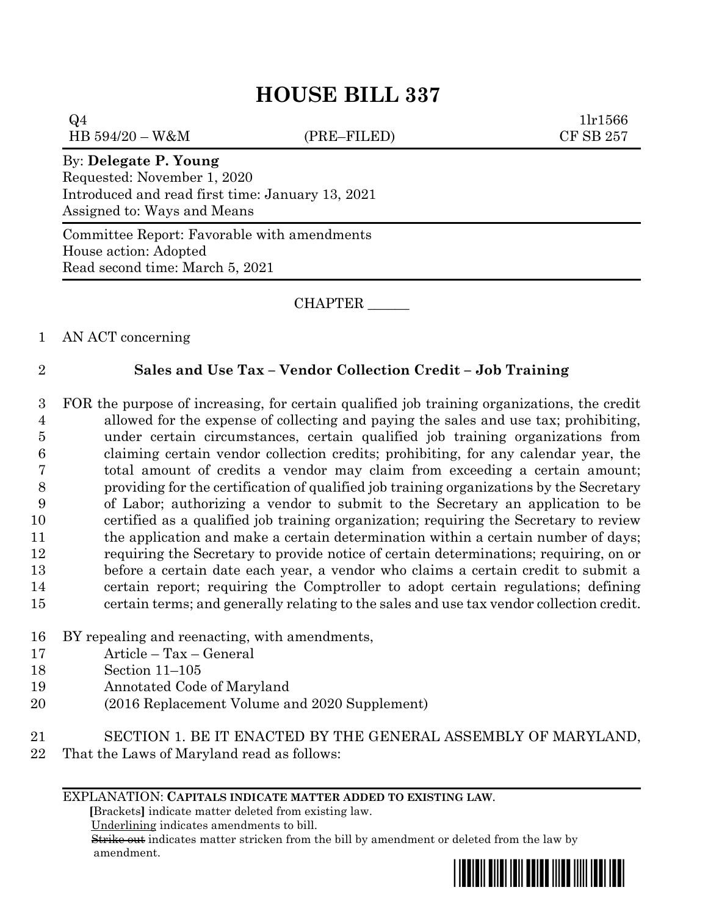# HOUSE BILL 337

Q4 1lr1566
HB 594/20 – W&M (PRE–FILED) CF SB 257

By: **Delegate P. Young**
Requested: November 1, 2020
Introduced and read first time: January 13, 2021
Assigned to: Ways and Means

Committee Report: Favorable with amendments
House action: Adopted
Read second time: March 5, 2021

CHAPTER ______

1 AN ACT concerning

2 **Sales and Use Tax – Vendor Collection Credit – Job Training**

3 FOR the purpose of increasing, for certain qualified job training organizations, the credit
4 allowed for the expense of collecting and paying the sales and use tax; prohibiting,
5 under certain circumstances, certain qualified job training organizations from
6 claiming certain vendor collection credits; prohibiting, for any calendar year, the
7 total amount of credits a vendor may claim from exceeding a certain amount;
8 providing for the certification of qualified job training organizations by the Secretary
9 of Labor; authorizing a vendor to submit to the Secretary an application to be
10 certified as a qualified job training organization; requiring the Secretary to review
11 the application and make a certain determination within a certain number of days;
12 requiring the Secretary to provide notice of certain determinations; requiring, on or
13 before a certain date each year, a vendor who claims a certain credit to submit a
14 certain report; requiring the Comptroller to adopt certain regulations; defining
15 certain terms; and generally relating to the sales and use tax vendor collection credit.

16 BY repealing and reenacting, with amendments,
17 Article – Tax – General
18 Section 11–105
19 Annotated Code of Maryland
20 (2016 Replacement Volume and 2020 Supplement)

21 SECTION 1. BE IT ENACTED BY THE GENERAL ASSEMBLY OF MARYLAND,
22 That the Laws of Maryland read as follows:

EXPLANATION: **CAPITALS INDICATE MATTER ADDED TO EXISTING LAW.**
**[**Brackets**]** indicate matter deleted from existing law.
Underlining indicates amendments to bill.
~~Strike out~~ indicates matter stricken from the bill by amendment or deleted from the law by amendment.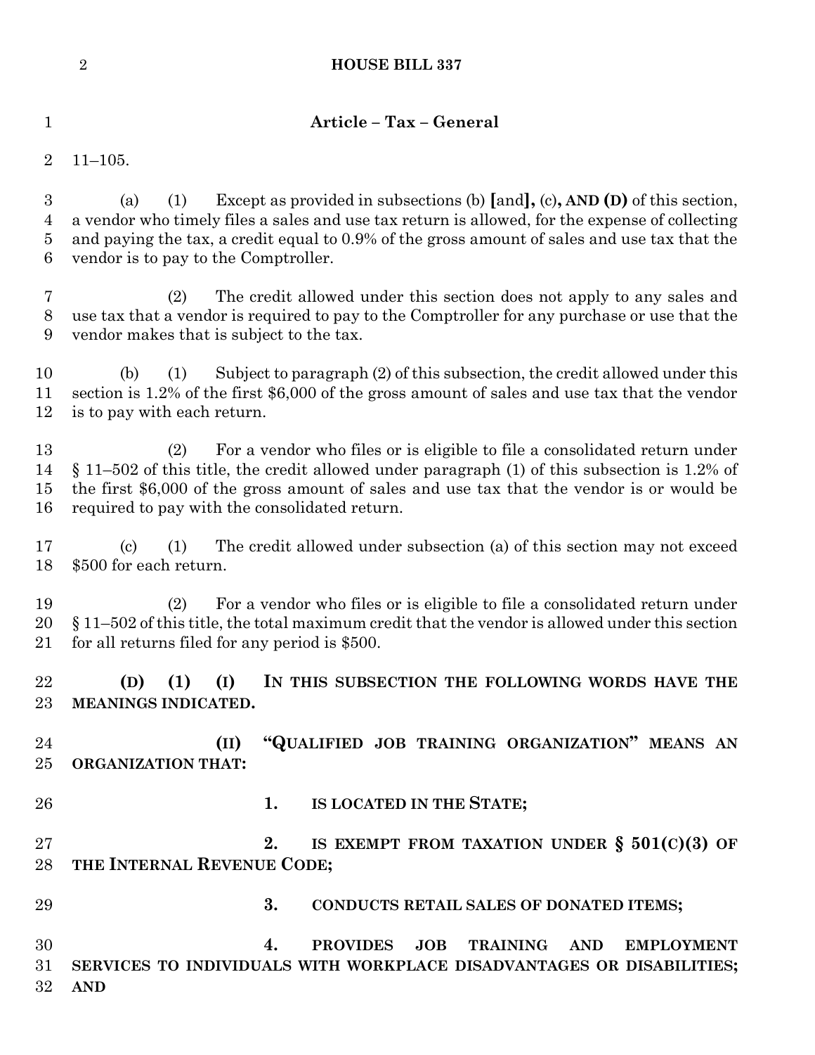## Article – Tax – General

11–105.

(a) (1) Except as provided in subsections (b) [and], (c), **AND (D)** of this section, a vendor who timely files a sales and use tax return is allowed, for the expense of collecting and paying the tax, a credit equal to 0.9% of the gross amount of sales and use tax that the vendor is to pay to the Comptroller.

(2) The credit allowed under this section does not apply to any sales and use tax that a vendor is required to pay to the Comptroller for any purchase or use that the vendor makes that is subject to the tax.

(b) (1) Subject to paragraph (2) of this subsection, the credit allowed under this section is 1.2% of the first $6,000 of the gross amount of sales and use tax that the vendor is to pay with each return.

(2) For a vendor who files or is eligible to file a consolidated return under § 11–502 of this title, the credit allowed under paragraph (1) of this subsection is 1.2% of the first $6,000 of the gross amount of sales and use tax that the vendor is or would be required to pay with the consolidated return.

(c) (1) The credit allowed under subsection (a) of this section may not exceed $500 for each return.

(2) For a vendor who files or is eligible to file a consolidated return under § 11–502 of this title, the total maximum credit that the vendor is allowed under this section for all returns filed for any period is $500.

**(D) (1) (I) IN THIS SUBSECTION THE FOLLOWING WORDS HAVE THE MEANINGS INDICATED.**

**(II) "QUALIFIED JOB TRAINING ORGANIZATION" MEANS AN ORGANIZATION THAT:**

**1. IS LOCATED IN THE STATE;**

**2. IS EXEMPT FROM TAXATION UNDER § 501(C)(3) OF THE INTERNAL REVENUE CODE;**

**3. CONDUCTS RETAIL SALES OF DONATED ITEMS;**

**4. PROVIDES JOB TRAINING AND EMPLOYMENT SERVICES TO INDIVIDUALS WITH WORKPLACE DISADVANTAGES OR DISABILITIES; AND**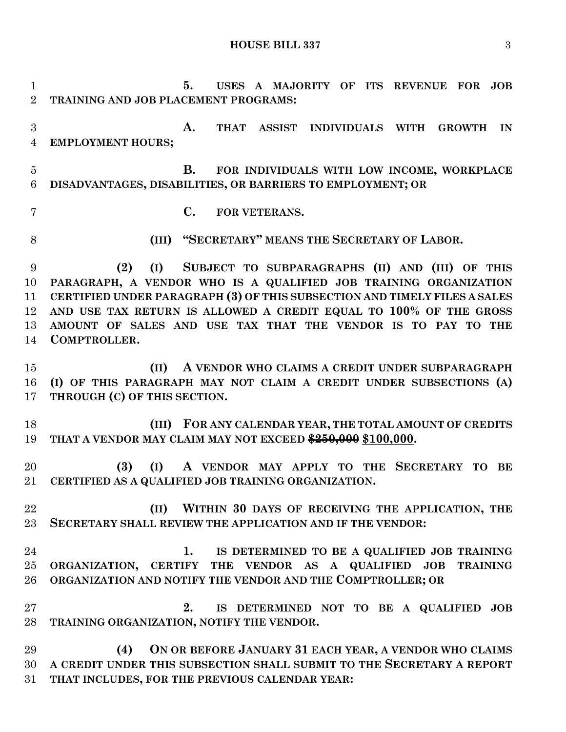**5. USES A MAJORITY OF ITS REVENUE FOR JOB TRAINING AND JOB PLACEMENT PROGRAMS:**

**A. THAT ASSIST INDIVIDUALS WITH GROWTH IN EMPLOYMENT HOURS;**

**B. FOR INDIVIDUALS WITH LOW INCOME, WORKPLACE DISADVANTAGES, DISABILITIES, OR BARRIERS TO EMPLOYMENT; OR**

**C. FOR VETERANS.**

**(III) "SECRETARY" MEANS THE SECRETARY OF LABOR.**

**(2) (I) SUBJECT TO SUBPARAGRAPHS (II) AND (III) OF THIS PARAGRAPH, A VENDOR WHO IS A QUALIFIED JOB TRAINING ORGANIZATION CERTIFIED UNDER PARAGRAPH (3) OF THIS SUBSECTION AND TIMELY FILES A SALES AND USE TAX RETURN IS ALLOWED A CREDIT EQUAL TO 100% OF THE GROSS AMOUNT OF SALES AND USE TAX THAT THE VENDOR IS TO PAY TO THE COMPTROLLER.**

**(II) A VENDOR WHO CLAIMS A CREDIT UNDER SUBPARAGRAPH (I) OF THIS PARAGRAPH MAY NOT CLAIM A CREDIT UNDER SUBSECTIONS (A) THROUGH (C) OF THIS SECTION.**

**(III) FOR ANY CALENDAR YEAR, THE TOTAL AMOUNT OF CREDITS THAT A VENDOR MAY CLAIM MAY NOT EXCEED ~~$250,000~~ <u>$100,000</u>.**

**(3) (I) A VENDOR MAY APPLY TO THE SECRETARY TO BE CERTIFIED AS A QUALIFIED JOB TRAINING ORGANIZATION.**

**(II) WITHIN 30 DAYS OF RECEIVING THE APPLICATION, THE SECRETARY SHALL REVIEW THE APPLICATION AND IF THE VENDOR:**

**1. IS DETERMINED TO BE A QUALIFIED JOB TRAINING ORGANIZATION, CERTIFY THE VENDOR AS A QUALIFIED JOB TRAINING ORGANIZATION AND NOTIFY THE VENDOR AND THE COMPTROLLER; OR**

**2. IS DETERMINED NOT TO BE A QUALIFIED JOB TRAINING ORGANIZATION, NOTIFY THE VENDOR.**

**(4) ON OR BEFORE JANUARY 31 EACH YEAR, A VENDOR WHO CLAIMS A CREDIT UNDER THIS SUBSECTION SHALL SUBMIT TO THE SECRETARY A REPORT THAT INCLUDES, FOR THE PREVIOUS CALENDAR YEAR:**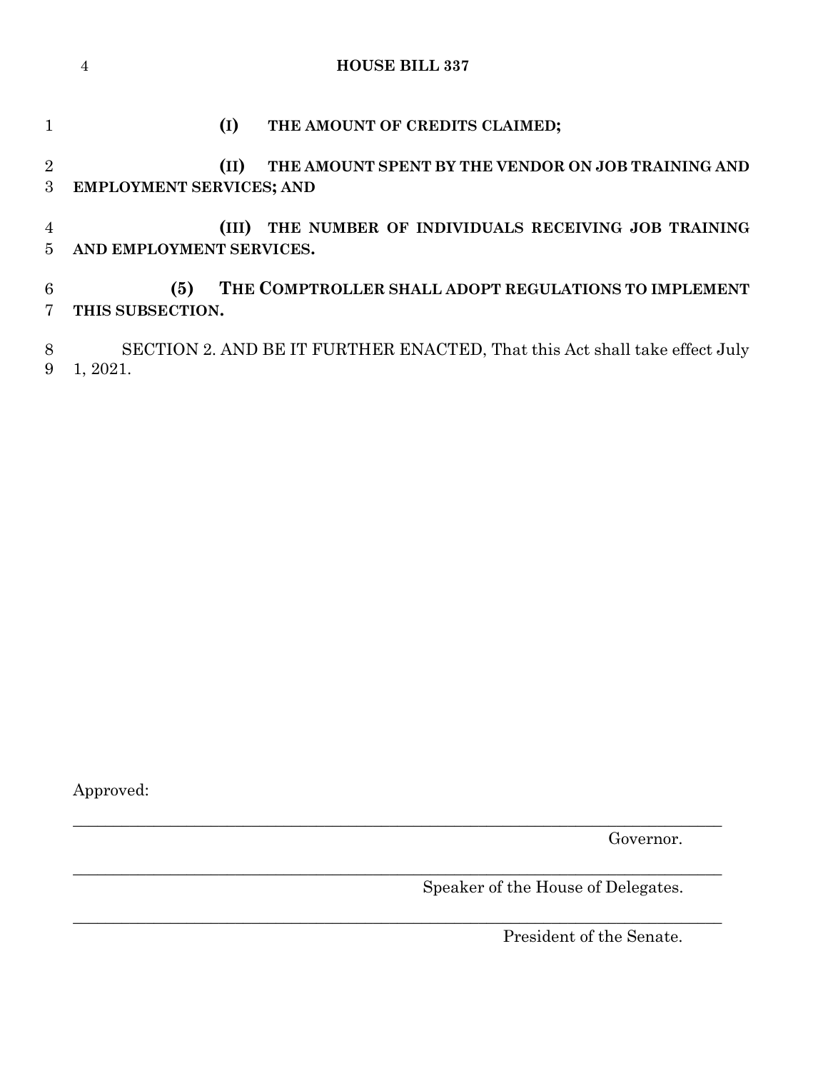**(I) THE AMOUNT OF CREDITS CLAIMED;**

**(II) THE AMOUNT SPENT BY THE VENDOR ON JOB TRAINING AND EMPLOYMENT SERVICES; AND**

**(III) THE NUMBER OF INDIVIDUALS RECEIVING JOB TRAINING AND EMPLOYMENT SERVICES.**

**(5) THE COMPTROLLER SHALL ADOPT REGULATIONS TO IMPLEMENT THIS SUBSECTION.**

SECTION 2. AND BE IT FURTHER ENACTED, That this Act shall take effect July 1, 2021.

Approved:

\_\_\_\_\_\_\_\_\_\_\_\_\_\_\_\_\_\_\_\_\_\_\_\_\_\_\_\_\_\_\_\_\_\_\_\_\_\_\_\_\_\_\_\_\_\_

Governor.

\_\_\_\_\_\_\_\_\_\_\_\_\_\_\_\_\_\_\_\_\_\_\_\_\_\_\_\_\_\_\_\_\_\_\_\_\_\_\_\_\_\_\_\_\_\_

Speaker of the House of Delegates.

\_\_\_\_\_\_\_\_\_\_\_\_\_\_\_\_\_\_\_\_\_\_\_\_\_\_\_\_\_\_\_\_\_\_\_\_\_\_\_\_\_\_\_\_\_\_

President of the Senate.